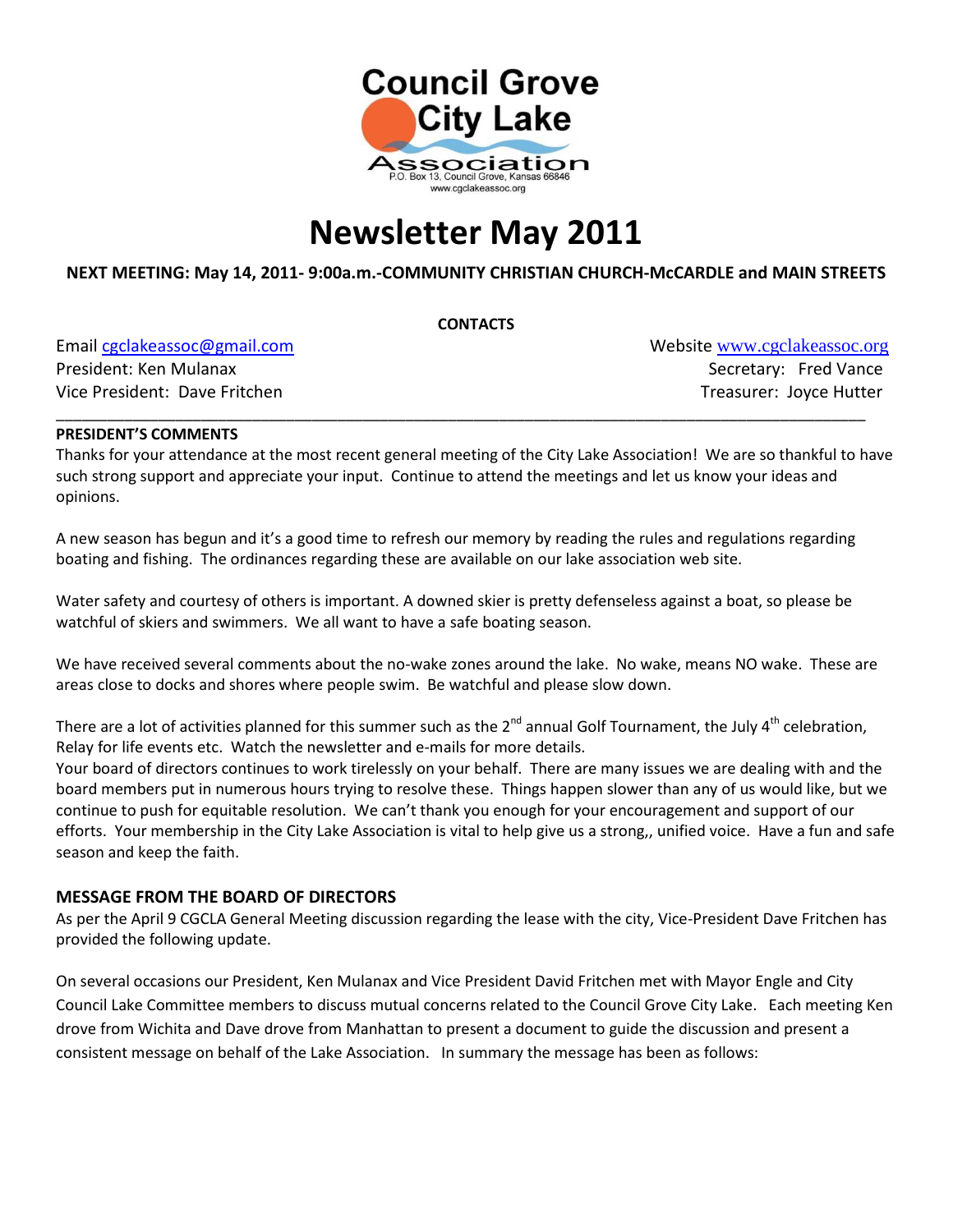Council Grove City Lake Association
P.O. Box 13, Council Grove, Kansas 66846
www.cgclakeassoc.org

# Newsletter May 2011

**NEXT MEETING: May 14, 2011- 9:00a.m.-COMMUNITY CHRISTIAN CHURCH-McCARDLE and MAIN STREETS**

**CONTACTS**

Email cgclakeassoc@gmail.com
Website www.cgclakeassoc.org
President: Ken Mulanax
Secretary: Fred Vance
Vice President: Dave Fritchen
Treasurer: Joyce Hutter

---

**PRESIDENT'S COMMENTS**

Thanks for your attendance at the most recent general meeting of the City Lake Association! We are so thankful to have such strong support and appreciate your input. Continue to attend the meetings and let us know your ideas and opinions.

A new season has begun and it's a good time to refresh our memory by reading the rules and regulations regarding boating and fishing. The ordinances regarding these are available on our lake association web site.

Water safety and courtesy of others is important. A downed skier is pretty defenseless against a boat, so please be watchful of skiers and swimmers. We all want to have a safe boating season.

We have received several comments about the no-wake zones around the lake. No wake, means NO wake. These are areas close to docks and shores where people swim. Be watchful and please slow down.

There are a lot of activities planned for this summer such as the 2nd annual Golf Tournament, the July 4th celebration, Relay for life events etc. Watch the newsletter and e-mails for more details.
Your board of directors continues to work tirelessly on your behalf. There are many issues we are dealing with and the board members put in numerous hours trying to resolve these. Things happen slower than any of us would like, but we continue to push for equitable resolution. We can't thank you enough for your encouragement and support of our efforts. Your membership in the City Lake Association is vital to help give us a strong,, unified voice. Have a fun and safe season and keep the faith.

## MESSAGE FROM THE BOARD OF DIRECTORS

As per the April 9 CGCLA General Meeting discussion regarding the lease with the city, Vice-President Dave Fritchen has provided the following update.

On several occasions our President, Ken Mulanax and Vice President David Fritchen met with Mayor Engle and City Council Lake Committee members to discuss mutual concerns related to the Council Grove City Lake. Each meeting Ken drove from Wichita and Dave drove from Manhattan to present a document to guide the discussion and present a consistent message on behalf of the Lake Association. In summary the message has been as follows: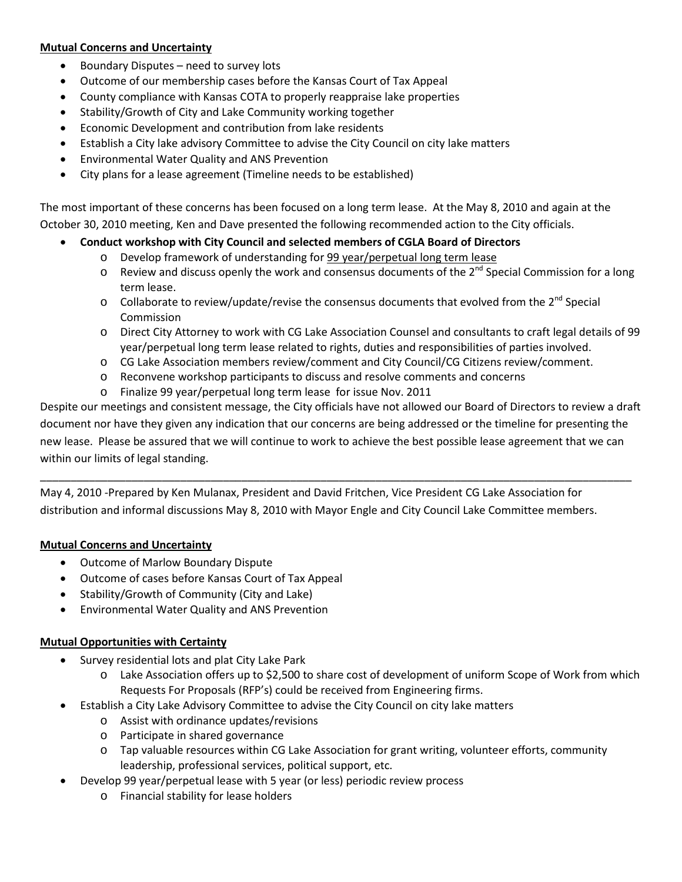**Mutual Concerns and Uncertainty**

- Boundary Disputes – need to survey lots
- Outcome of our membership cases before the Kansas Court of Tax Appeal
- County compliance with Kansas COTA to properly reappraise lake properties
- Stability/Growth of City and Lake Community working together
- Economic Development and contribution from lake residents
- Establish a City lake advisory Committee to advise the City Council on city lake matters
- Environmental Water Quality and ANS Prevention
- City plans for a lease agreement (Timeline needs to be established)

The most important of these concerns has been focused on a long term lease. At the May 8, 2010 and again at the October 30, 2010 meeting, Ken and Dave presented the following recommended action to the City officials.

- **Conduct workshop with City Council and selected members of CGLA Board of Directors**
  - Develop framework of understanding for 99 year/perpetual long term lease
  - Review and discuss openly the work and consensus documents of the 2nd Special Commission for a long term lease.
  - Collaborate to review/update/revise the consensus documents that evolved from the 2nd Special Commission
  - Direct City Attorney to work with CG Lake Association Counsel and consultants to craft legal details of 99 year/perpetual long term lease related to rights, duties and responsibilities of parties involved.
  - CG Lake Association members review/comment and City Council/CG Citizens review/comment.
  - Reconvene workshop participants to discuss and resolve comments and concerns
  - Finalize 99 year/perpetual long term lease for issue Nov. 2011

Despite our meetings and consistent message, the City officials have not allowed our Board of Directors to review a draft document nor have they given any indication that our concerns are being addressed or the timeline for presenting the new lease. Please be assured that we will continue to work to achieve the best possible lease agreement that we can within our limits of legal standing.

---

May 4, 2010 -Prepared by Ken Mulanax, President and David Fritchen, Vice President CG Lake Association for distribution and informal discussions May 8, 2010 with Mayor Engle and City Council Lake Committee members.

**Mutual Concerns and Uncertainty**

- Outcome of Marlow Boundary Dispute
- Outcome of cases before Kansas Court of Tax Appeal
- Stability/Growth of Community (City and Lake)
- Environmental Water Quality and ANS Prevention

**Mutual Opportunities with Certainty**

- Survey residential lots and plat City Lake Park
  - Lake Association offers up to $2,500 to share cost of development of uniform Scope of Work from which Requests For Proposals (RFP's) could be received from Engineering firms.
- Establish a City Lake Advisory Committee to advise the City Council on city lake matters
  - Assist with ordinance updates/revisions
  - Participate in shared governance
  - Tap valuable resources within CG Lake Association for grant writing, volunteer efforts, community leadership, professional services, political support, etc.
- Develop 99 year/perpetual lease with 5 year (or less) periodic review process
  - Financial stability for lease holders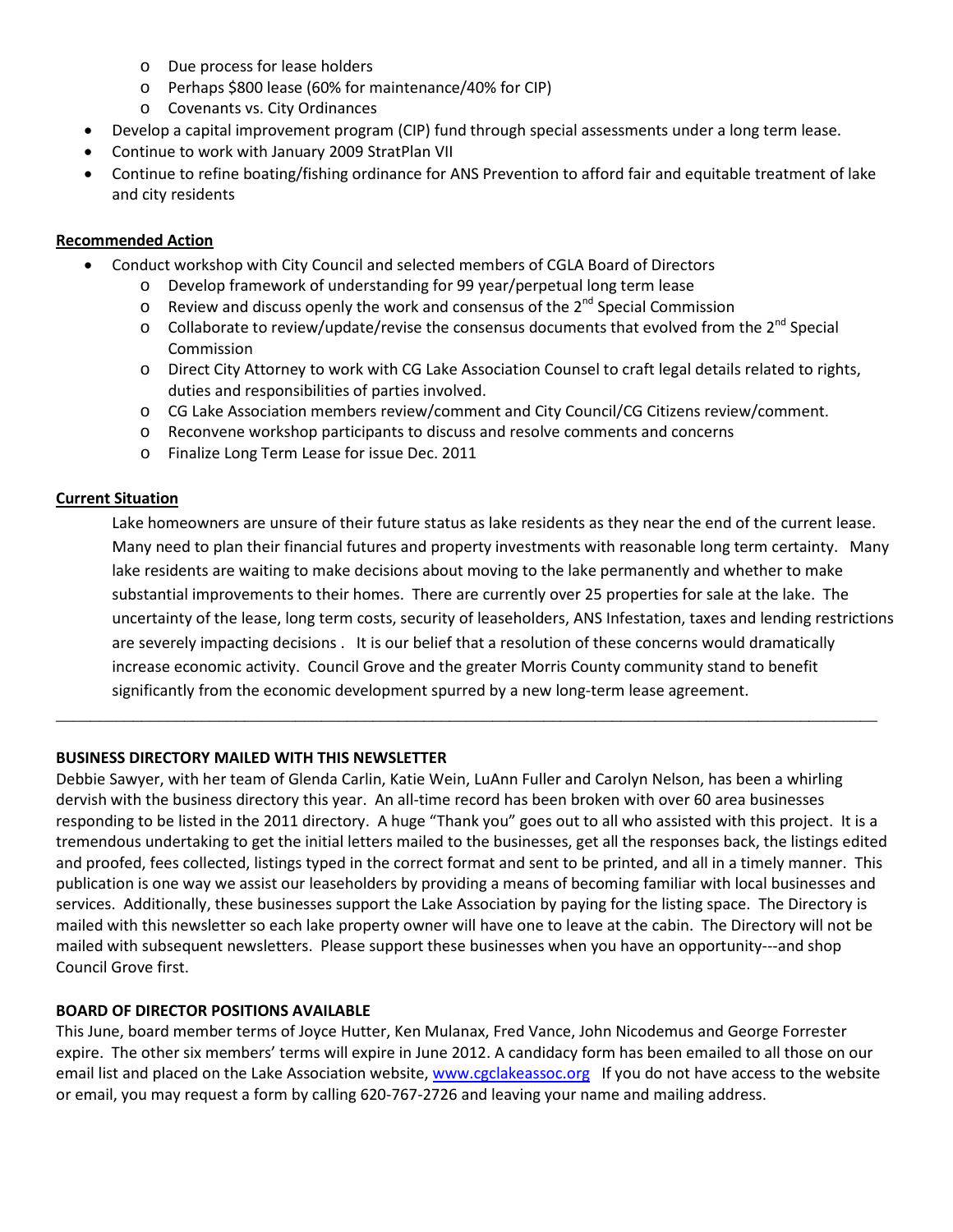- Due process for lease holders
  - Perhaps $800 lease (60% for maintenance/40% for CIP)
  - Covenants vs. City Ordinances
- Develop a capital improvement program (CIP) fund through special assessments under a long term lease.
- Continue to work with January 2009 StratPlan VII
- Continue to refine boating/fishing ordinance for ANS Prevention to afford fair and equitable treatment of lake and city residents

**Recommended Action**

- Conduct workshop with City Council and selected members of CGLA Board of Directors
  - Develop framework of understanding for 99 year/perpetual long term lease
  - Review and discuss openly the work and consensus of the 2nd Special Commission
  - Collaborate to review/update/revise the consensus documents that evolved from the 2nd Special Commission
  - Direct City Attorney to work with CG Lake Association Counsel to craft legal details related to rights, duties and responsibilities of parties involved.
  - CG Lake Association members review/comment and City Council/CG Citizens review/comment.
  - Reconvene workshop participants to discuss and resolve comments and concerns
  - Finalize Long Term Lease for issue Dec. 2011

**Current Situation**

Lake homeowners are unsure of their future status as lake residents as they near the end of the current lease. Many need to plan their financial futures and property investments with reasonable long term certainty. Many lake residents are waiting to make decisions about moving to the lake permanently and whether to make substantial improvements to their homes. There are currently over 25 properties for sale at the lake. The uncertainty of the lease, long term costs, security of leaseholders, ANS Infestation, taxes and lending restrictions are severely impacting decisions . It is our belief that a resolution of these concerns would dramatically increase economic activity. Council Grove and the greater Morris County community stand to benefit significantly from the economic development spurred by a new long-term lease agreement.

---

**BUSINESS DIRECTORY MAILED WITH THIS NEWSLETTER**

Debbie Sawyer, with her team of Glenda Carlin, Katie Wein, LuAnn Fuller and Carolyn Nelson, has been a whirling dervish with the business directory this year. An all-time record has been broken with over 60 area businesses responding to be listed in the 2011 directory. A huge "Thank you" goes out to all who assisted with this project. It is a tremendous undertaking to get the initial letters mailed to the businesses, get all the responses back, the listings edited and proofed, fees collected, listings typed in the correct format and sent to be printed, and all in a timely manner. This publication is one way we assist our leaseholders by providing a means of becoming familiar with local businesses and services. Additionally, these businesses support the Lake Association by paying for the listing space. The Directory is mailed with this newsletter so each lake property owner will have one to leave at the cabin. The Directory will not be mailed with subsequent newsletters. Please support these businesses when you have an opportunity---and shop Council Grove first.

**BOARD OF DIRECTOR POSITIONS AVAILABLE**

This June, board member terms of Joyce Hutter, Ken Mulanax, Fred Vance, John Nicodemus and George Forrester expire. The other six members' terms will expire in June 2012. A candidacy form has been emailed to all those on our email list and placed on the Lake Association website, www.cgclakeassoc.org If you do not have access to the website or email, you may request a form by calling 620-767-2726 and leaving your name and mailing address.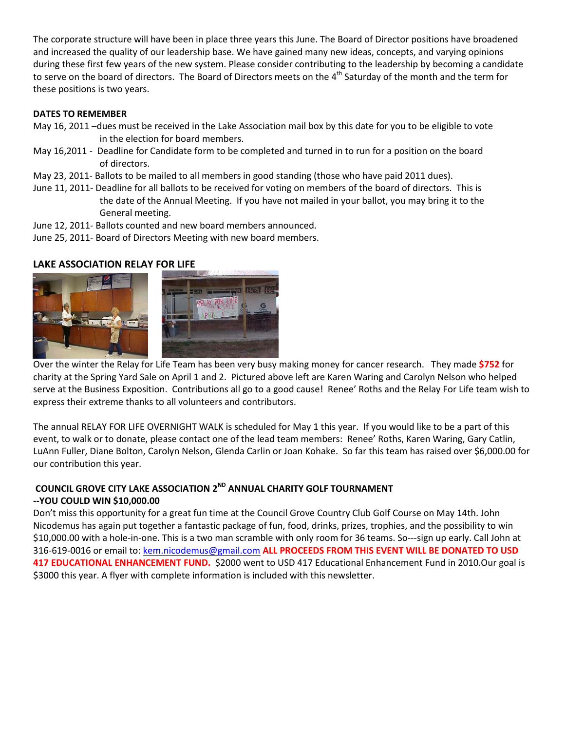The corporate structure will have been in place three years this June. The Board of Director positions have broadened and increased the quality of our leadership base. We have gained many new ideas, concepts, and varying opinions during these first few years of the new system. Please consider contributing to the leadership by becoming a candidate to serve on the board of directors. The Board of Directors meets on the 4th Saturday of the month and the term for these positions is two years.

**DATES TO REMEMBER**

May 16, 2011 –dues must be received in the Lake Association mail box by this date for you to be eligible to vote in the election for board members.

May 16,2011 - Deadline for Candidate form to be completed and turned in to run for a position on the board of directors.

May 23, 2011- Ballots to be mailed to all members in good standing (those who have paid 2011 dues).

June 11, 2011- Deadline for all ballots to be received for voting on members of the board of directors. This is the date of the Annual Meeting. If you have not mailed in your ballot, you may bring it to the General meeting.

June 12, 2011- Ballots counted and new board members announced.

June 25, 2011- Board of Directors Meeting with new board members.

**LAKE ASSOCIATION RELAY FOR LIFE**

Over the winter the Relay for Life Team has been very busy making money for cancer research. They made **$752** for charity at the Spring Yard Sale on April 1 and 2. Pictured above left are Karen Waring and Carolyn Nelson who helped serve at the Business Exposition. Contributions all go to a good cause! Renee' Roths and the Relay For Life team wish to express their extreme thanks to all volunteers and contributors.

The annual RELAY FOR LIFE OVERNIGHT WALK is scheduled for May 1 this year. If you would like to be a part of this event, to walk or to donate, please contact one of the lead team members: Renee' Roths, Karen Waring, Gary Catlin, LuAnn Fuller, Diane Bolton, Carolyn Nelson, Glenda Carlin or Joan Kohake. So far this team has raised over $6,000.00 for our contribution this year.

**COUNCIL GROVE CITY LAKE ASSOCIATION 2ND ANNUAL CHARITY GOLF TOURNAMENT**
**--YOU COULD WIN $10,000.00**

Don't miss this opportunity for a great fun time at the Council Grove Country Club Golf Course on May 14th. John Nicodemus has again put together a fantastic package of fun, food, drinks, prizes, trophies, and the possibility to win $10,000.00 with a hole-in-one. This is a two man scramble with only room for 36 teams. So---sign up early. Call John at 316-619-0016 or email to: kem.nicodemus@gmail.com **ALL PROCEEDS FROM THIS EVENT WILL BE DONATED TO USD 417 EDUCATIONAL ENHANCEMENT FUND.** $2000 went to USD 417 Educational Enhancement Fund in 2010.Our goal is $3000 this year. A flyer with complete information is included with this newsletter.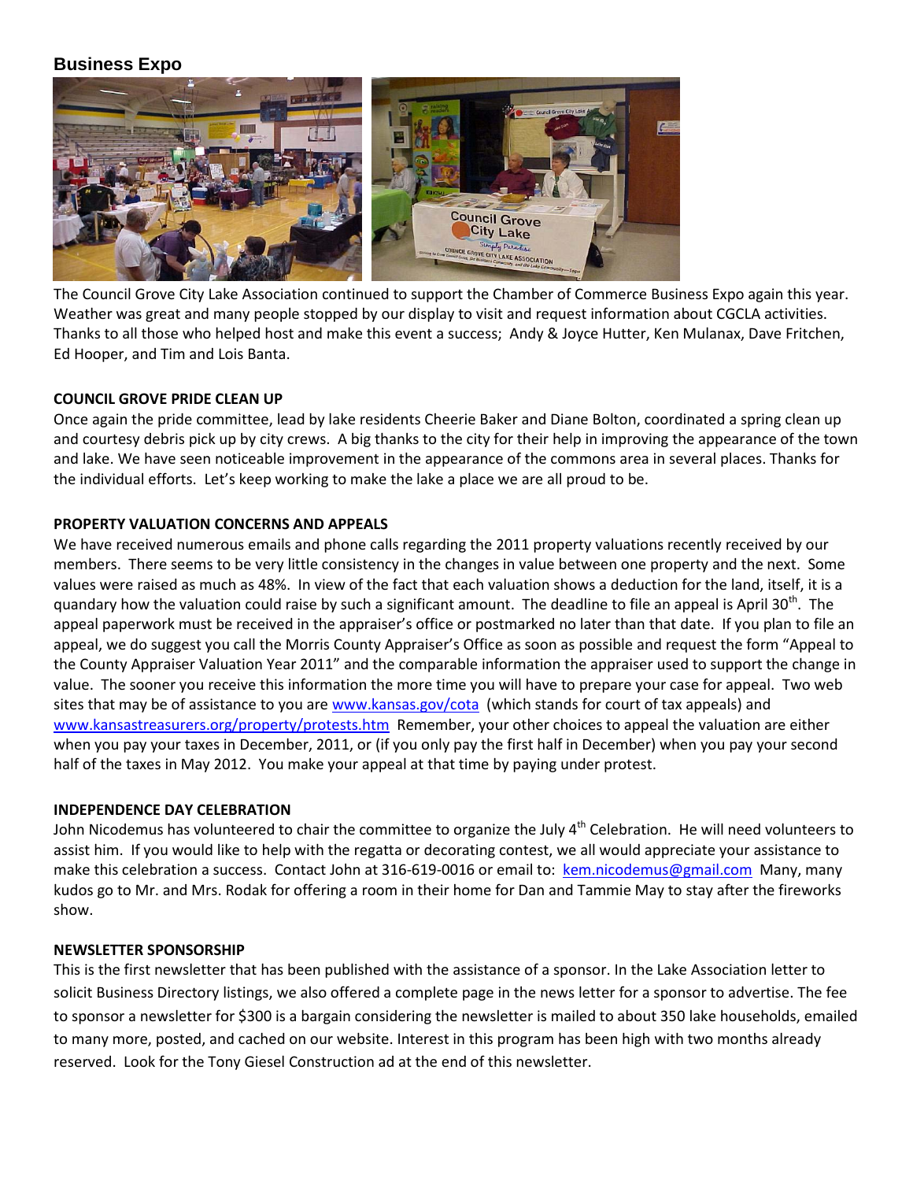## Business Expo

The Council Grove City Lake Association continued to support the Chamber of Commerce Business Expo again this year. Weather was great and many people stopped by our display to visit and request information about CGCLA activities. Thanks to all those who helped host and make this event a success; Andy & Joyce Hutter, Ken Mulanax, Dave Fritchen, Ed Hooper, and Tim and Lois Banta.

**COUNCIL GROVE PRIDE CLEAN UP**

Once again the pride committee, lead by lake residents Cheerie Baker and Diane Bolton, coordinated a spring clean up and courtesy debris pick up by city crews. A big thanks to the city for their help in improving the appearance of the town and lake. We have seen noticeable improvement in the appearance of the commons area in several places. Thanks for the individual efforts. Let's keep working to make the lake a place we are all proud to be.

**PROPERTY VALUATION CONCERNS AND APPEALS**

We have received numerous emails and phone calls regarding the 2011 property valuations recently received by our members. There seems to be very little consistency in the changes in value between one property and the next. Some values were raised as much as 48%. In view of the fact that each valuation shows a deduction for the land, itself, it is a quandary how the valuation could raise by such a significant amount. The deadline to file an appeal is April 30th. The appeal paperwork must be received in the appraiser's office or postmarked no later than that date. If you plan to file an appeal, we do suggest you call the Morris County Appraiser's Office as soon as possible and request the form "Appeal to the County Appraiser Valuation Year 2011" and the comparable information the appraiser used to support the change in value. The sooner you receive this information the more time you will have to prepare your case for appeal. Two web sites that may be of assistance to you are www.kansas.gov/cota (which stands for court of tax appeals) and www.kansastreasurers.org/property/protests.htm Remember, your other choices to appeal the valuation are either when you pay your taxes in December, 2011, or (if you only pay the first half in December) when you pay your second half of the taxes in May 2012. You make your appeal at that time by paying under protest.

**INDEPENDENCE DAY CELEBRATION**

John Nicodemus has volunteered to chair the committee to organize the July 4th Celebration. He will need volunteers to assist him. If you would like to help with the regatta or decorating contest, we all would appreciate your assistance to make this celebration a success. Contact John at 316-619-0016 or email to: kem.nicodemus@gmail.com Many, many kudos go to Mr. and Mrs. Rodak for offering a room in their home for Dan and Tammie May to stay after the fireworks show.

**NEWSLETTER SPONSORSHIP**

This is the first newsletter that has been published with the assistance of a sponsor. In the Lake Association letter to solicit Business Directory listings, we also offered a complete page in the news letter for a sponsor to advertise. The fee to sponsor a newsletter for $300 is a bargain considering the newsletter is mailed to about 350 lake households, emailed to many more, posted, and cached on our website. Interest in this program has been high with two months already reserved. Look for the Tony Giesel Construction ad at the end of this newsletter.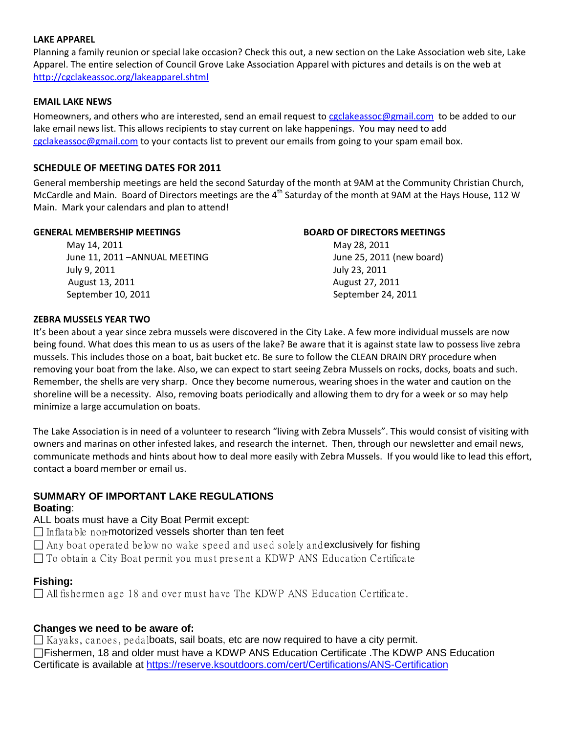**LAKE APPAREL**

Planning a family reunion or special lake occasion? Check this out, a new section on the Lake Association web site, Lake Apparel. The entire selection of Council Grove Lake Association Apparel with pictures and details is on the web at http://cgclakeassoc.org/lakeapparel.shtml

**EMAIL LAKE NEWS**

Homeowners, and others who are interested, send an email request to cgclakeassoc@gmail.com to be added to our lake email news list. This allows recipients to stay current on lake happenings. You may need to add cgclakeassoc@gmail.com to your contacts list to prevent our emails from going to your spam email box.

## SCHEDULE OF MEETING DATES FOR 2011

General membership meetings are held the second Saturday of the month at 9AM at the Community Christian Church, McCardle and Main. Board of Directors meetings are the 4th Saturday of the month at 9AM at the Hays House, 112 W Main. Mark your calendars and plan to attend!

| GENERAL MEMBERSHIP MEETINGS | BOARD OF DIRECTORS MEETINGS |
|---|---|
| May 14, 2011 | May 28, 2011 |
| June 11, 2011 –ANNUAL MEETING | June 25, 2011 (new board) |
| July 9, 2011 | July 23, 2011 |
| August 13, 2011 | August 27, 2011 |
| September 10, 2011 | September 24, 2011 |

**ZEBRA MUSSELS YEAR TWO**

It's been about a year since zebra mussels were discovered in the City Lake. A few more individual mussels are now being found. What does this mean to us as users of the lake? Be aware that it is against state law to possess live zebra mussels. This includes those on a boat, bait bucket etc. Be sure to follow the CLEAN DRAIN DRY procedure when removing your boat from the lake. Also, we can expect to start seeing Zebra Mussels on rocks, docks, boats and such. Remember, the shells are very sharp. Once they become numerous, wearing shoes in the water and caution on the shoreline will be a necessity. Also, removing boats periodically and allowing them to dry for a week or so may help minimize a large accumulation on boats.

The Lake Association is in need of a volunteer to research "living with Zebra Mussels". This would consist of visiting with owners and marinas on other infested lakes, and research the internet. Then, through our newsletter and email news, communicate methods and hints about how to deal more easily with Zebra Mussels. If you would like to lead this effort, contact a board member or email us.

## SUMMARY OF IMPORTANT LAKE REGULATIONS

**Boating**:

ALL boats must have a City Boat Permit except:

- ☐ Inflatable non-motorized vessels shorter than ten feet
- ☐ Any boat operated below no wake speed and used solely and exclusively for fishing
- ☐ To obtain a City Boat permit you must present a KDWP ANS Education Certificate

**Fishing:**

- ☐ All fishermen age 18 and over must have The KDWP ANS Education Certificate.

**Changes we need to be aware of:**

- ☐ Kayaks, canoes, pedal boats, sail boats, etc are now required to have a city permit.
- ☐ Fishermen, 18 and older must have a KDWP ANS Education Certificate .The KDWP ANS Education Certificate is available at https://reserve.ksoutdoors.com/cert/Certifications/ANS-Certification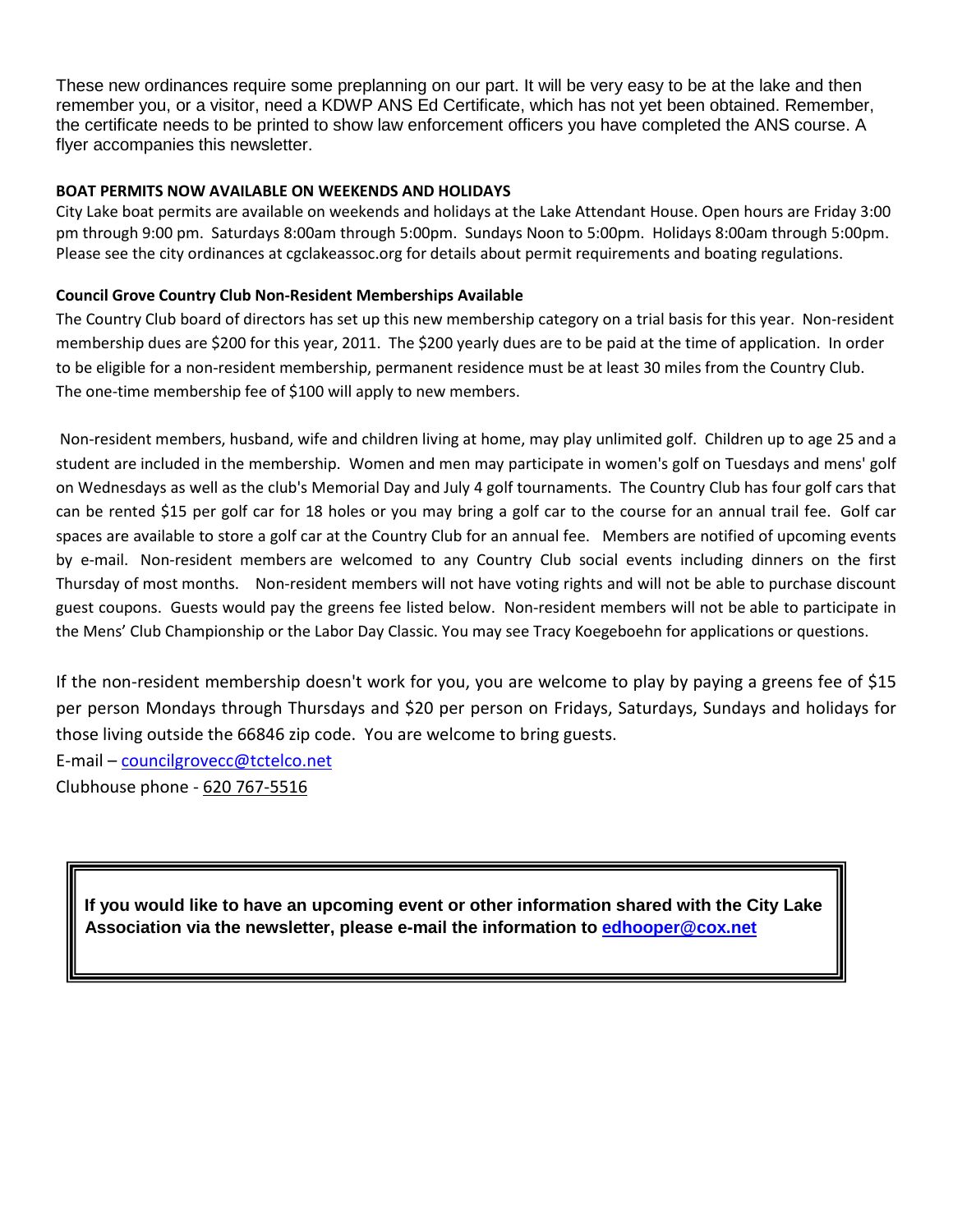These new ordinances require some preplanning on our part. It will be very easy to be at the lake and then remember you, or a visitor, need a KDWP ANS Ed Certificate, which has not yet been obtained. Remember, the certificate needs to be printed to show law enforcement officers you have completed the ANS course. A flyer accompanies this newsletter.

**BOAT PERMITS NOW AVAILABLE ON WEEKENDS AND HOLIDAYS**

City Lake boat permits are available on weekends and holidays at the Lake Attendant House. Open hours are Friday 3:00 pm through 9:00 pm. Saturdays 8:00am through 5:00pm. Sundays Noon to 5:00pm. Holidays 8:00am through 5:00pm. Please see the city ordinances at cgclakeassoc.org for details about permit requirements and boating regulations.

**Council Grove Country Club Non-Resident Memberships Available**

The Country Club board of directors has set up this new membership category on a trial basis for this year. Non-resident membership dues are $200 for this year, 2011. The $200 yearly dues are to be paid at the time of application. In order to be eligible for a non-resident membership, permanent residence must be at least 30 miles from the Country Club. The one-time membership fee of $100 will apply to new members.

Non-resident members, husband, wife and children living at home, may play unlimited golf. Children up to age 25 and a student are included in the membership. Women and men may participate in women's golf on Tuesdays and mens' golf on Wednesdays as well as the club's Memorial Day and July 4 golf tournaments. The Country Club has four golf cars that can be rented $15 per golf car for 18 holes or you may bring a golf car to the course for an annual trail fee. Golf car spaces are available to store a golf car at the Country Club for an annual fee. Members are notified of upcoming events by e-mail. Non-resident members are welcomed to any Country Club social events including dinners on the first Thursday of most months. Non-resident members will not have voting rights and will not be able to purchase discount guest coupons. Guests would pay the greens fee listed below. Non-resident members will not be able to participate in the Mens' Club Championship or the Labor Day Classic. You may see Tracy Koegeboehn for applications or questions.

If the non-resident membership doesn't work for you, you are welcome to play by paying a greens fee of $15 per person Mondays through Thursdays and $20 per person on Fridays, Saturdays, Sundays and holidays for those living outside the 66846 zip code. You are welcome to bring guests.

E-mail – councilgrovecc@tctelco.net

Clubhouse phone - 620 767-5516

**If you would like to have an upcoming event or other information shared with the City Lake Association via the newsletter, please e-mail the information to edhooper@cox.net**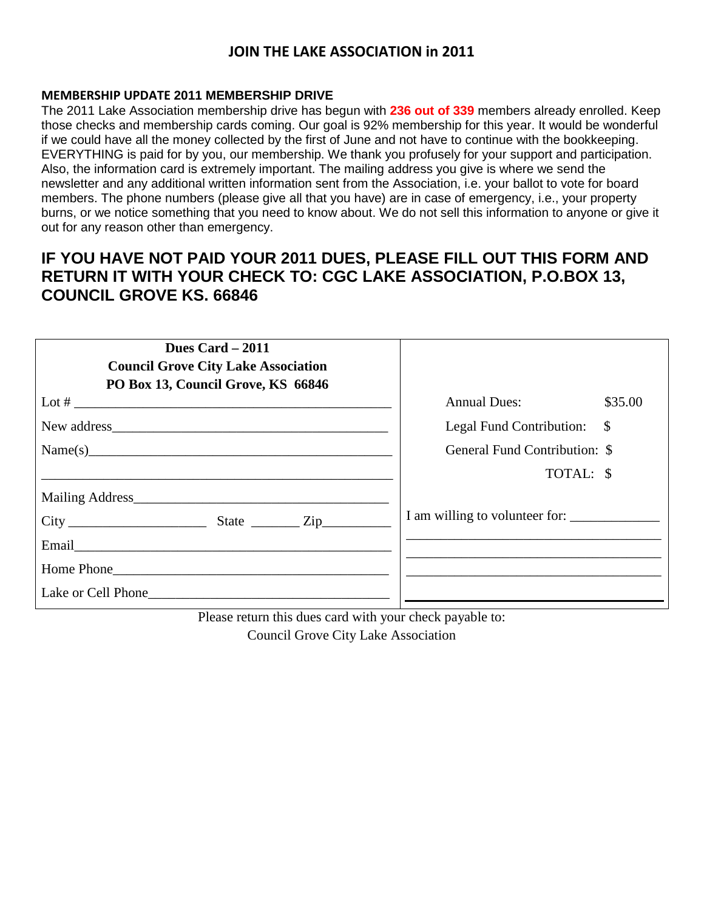## JOIN THE LAKE ASSOCIATION in 2011

### MEMBERSHIP UPDATE 2011 MEMBERSHIP DRIVE

The 2011 Lake Association membership drive has begun with **236 out of 339** members already enrolled. Keep those checks and membership cards coming. Our goal is 92% membership for this year. It would be wonderful if we could have all the money collected by the first of June and not have to continue with the bookkeeping. EVERYTHING is paid for by you, our membership. We thank you profusely for your support and participation. Also, the information card is extremely important. The mailing address you give is where we send the newsletter and any additional written information sent from the Association, i.e. your ballot to vote for board members. The phone numbers (please give all that you have) are in case of emergency, i.e., your property burns, or we notice something that you need to know about. We do not sell this information to anyone or give it out for any reason other than emergency.

## IF YOU HAVE NOT PAID YOUR 2011 DUES, PLEASE FILL OUT THIS FORM AND RETURN IT WITH YOUR CHECK TO: CGC LAKE ASSOCIATION, P.O.BOX 13, COUNCIL GROVE KS. 66846

| **Dues Card – 2011**<br>**Council Grove City Lake Association**<br>**PO Box 13, Council Grove, KS 66846** | |
|---|---|
| Lot # ____________________ | Annual Dues: $35.00 |
| New address ____________________ | Legal Fund Contribution: $ |
| Name(s) ____________________ | General Fund Contribution: $ |
| ____________________ | TOTAL: $ |
| Mailing Address ____________________ | |
| City ____________ State ______ Zip ________ | I am willing to volunteer for: ____________ |
| Email ____________________ | ____________________ |
| Home Phone ____________________ | ____________________ |
| Lake or Cell Phone ____________________ | ____________________ |

Please return this dues card with your check payable to:
Council Grove City Lake Association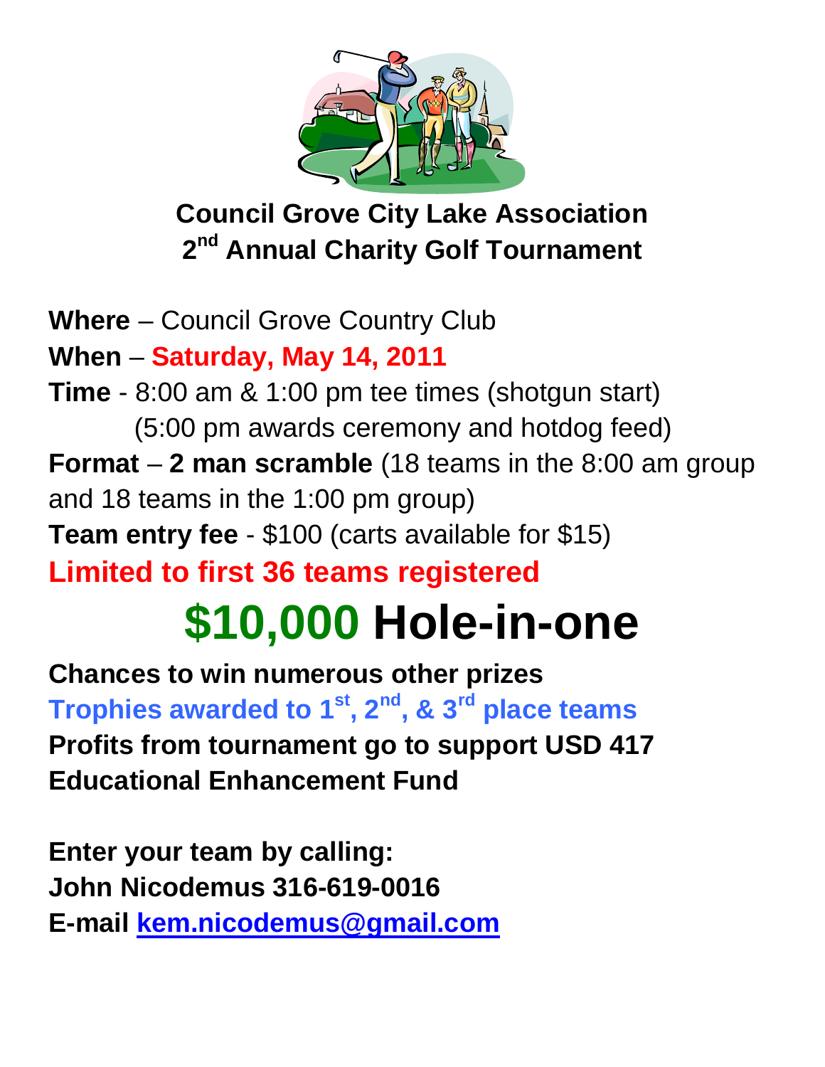# Council Grove City Lake Association
# 2nd Annual Charity Golf Tournament

**Where** – Council Grove Country Club

**When** – **Saturday, May 14, 2011**

**Time** - 8:00 am & 1:00 pm tee times (shotgun start)
(5:00 pm awards ceremony and hotdog feed)

**Format** – **2 man scramble** (18 teams in the 8:00 am group and 18 teams in the 1:00 pm group)

**Team entry fee** - $100 (carts available for $15)

**Limited to first 36 teams registered**

# $10,000 Hole-in-one

**Chances to win numerous other prizes**

**Trophies awarded to 1st, 2nd, & 3rd place teams**

**Profits from tournament go to support USD 417 Educational Enhancement Fund**

**Enter your team by calling:**
**John Nicodemus 316-619-0016**
**E-mail kem.nicodemus@gmail.com**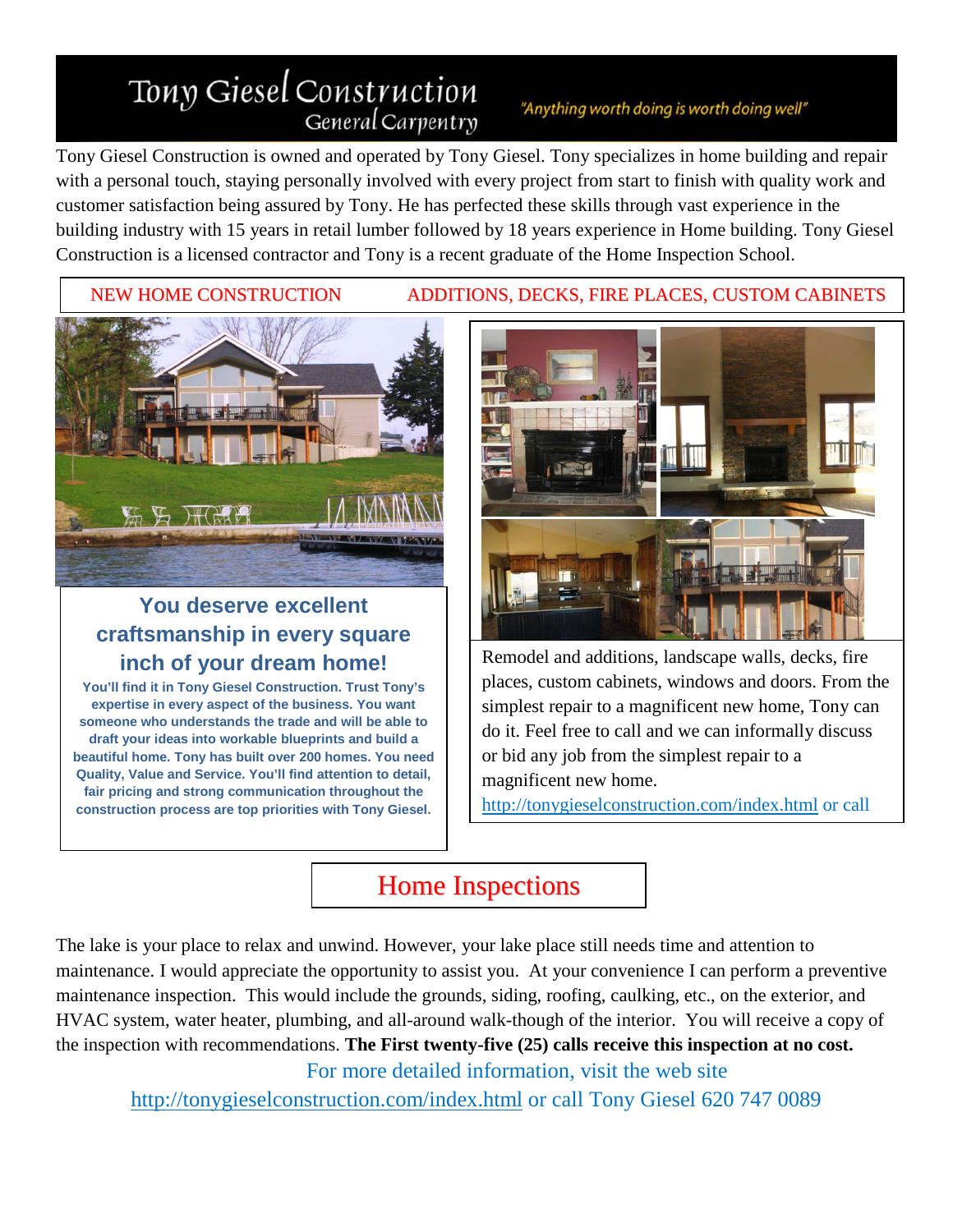# Tony Giesel Construction
General Carpentry

*"Anything worth doing is worth doing well"*

Tony Giesel Construction is owned and operated by Tony Giesel. Tony specializes in home building and repair with a personal touch, staying personally involved with every project from start to finish with quality work and customer satisfaction being assured by Tony. He has perfected these skills through vast experience in the building industry with 15 years in retail lumber followed by 18 years experience in Home building. Tony Giesel Construction is a licensed contractor and Tony is a recent graduate of the Home Inspection School.

NEW HOME CONSTRUCTION — ADDITIONS, DECKS, FIRE PLACES, CUSTOM CABINETS

## You deserve excellent craftsmanship in every square inch of your dream home!

**You'll find it in Tony Giesel Construction. Trust Tony's expertise in every aspect of the business. You want someone who understands the trade and will be able to draft your ideas into workable blueprints and build a beautiful home. Tony has built over 200 homes. You need Quality, Value and Service. You'll find attention to detail, fair pricing and strong communication throughout the construction process are top priorities with Tony Giesel.**

Remodel and additions, landscape walls, decks, fire places, custom cabinets, windows and doors. From the simplest repair to a magnificent new home, Tony can do it. Feel free to call and we can informally discuss or bid any job from the simplest repair to a magnificent new home.

http://tonygieselconstruction.com/index.html or call

## Home Inspections

The lake is your place to relax and unwind. However, your lake place still needs time and attention to maintenance. I would appreciate the opportunity to assist you. At your convenience I can perform a preventive maintenance inspection. This would include the grounds, siding, roofing, caulking, etc., on the exterior, and HVAC system, water heater, plumbing, and all-around walk-though of the interior. You will receive a copy of the inspection with recommendations. **The First twenty-five (25) calls receive this inspection at no cost.**

For more detailed information, visit the web site

http://tonygieselconstruction.com/index.html or call Tony Giesel 620 747 0089